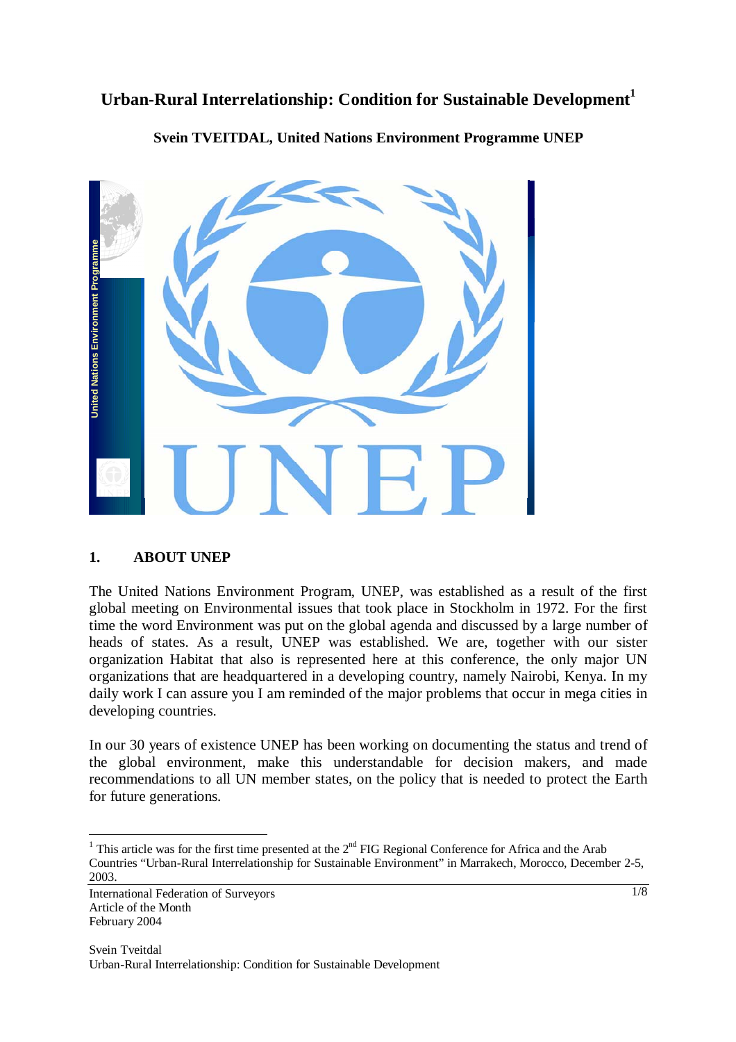# Urban-Rural Interrelationship: Condition for Sustainable Development[1]

**Svein TVEITDAL, United Nations Environment Programme UNEP**

## 1. ABOUT UNEP

The United Nations Environment Program, UNEP, was established as a result of the first global meeting on Environmental issues that took place in Stockholm in 1972. For the first time the word Environment was put on the global agenda and discussed by a large number of heads of states. As a result, UNEP was established. We are, together with our sister organization Habitat that also is represented here at this conference, the only major UN organizations that are headquartered in a developing country, namely Nairobi, Kenya. In my daily work I can assure you I am reminded of the major problems that occur in mega cities in developing countries.

In our 30 years of existence UNEP has been working on documenting the status and trend of the global environment, make this understandable for decision makers, and made recommendations to all UN member states, on the policy that is needed to protect the Earth for future generations.

---

[1] This article was for the first time presented at the 2nd FIG Regional Conference for Africa and the Arab Countries "Urban-Rural Interrelationship for Sustainable Environment" in Marrakech, Morocco, December 2-5, 2003.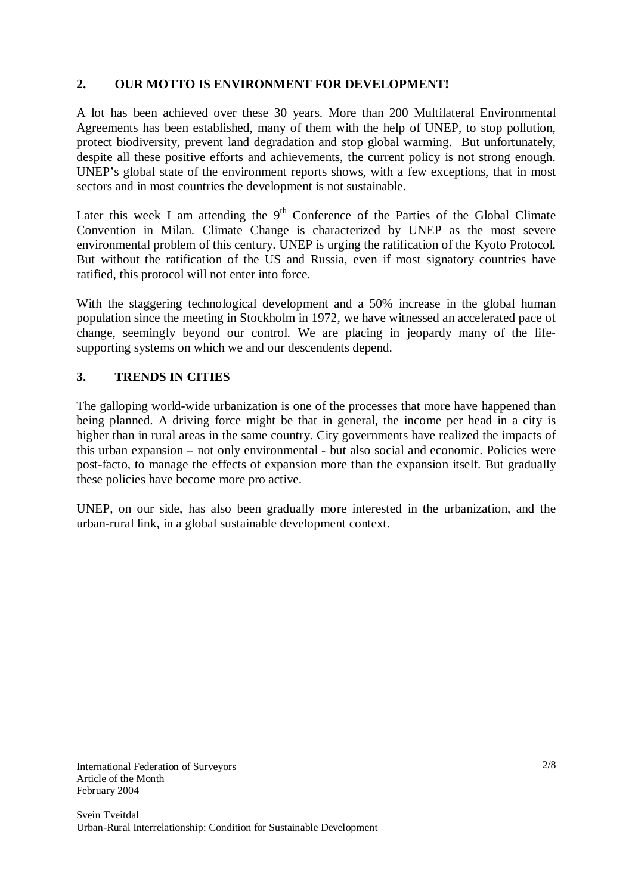## 2. OUR MOTTO IS ENVIRONMENT FOR DEVELOPMENT!

A lot has been achieved over these 30 years. More than 200 Multilateral Environmental Agreements has been established, many of them with the help of UNEP, to stop pollution, protect biodiversity, prevent land degradation and stop global warming. But unfortunately, despite all these positive efforts and achievements, the current policy is not strong enough. UNEP's global state of the environment reports shows, with a few exceptions, that in most sectors and in most countries the development is not sustainable.

Later this week I am attending the 9th Conference of the Parties of the Global Climate Convention in Milan. Climate Change is characterized by UNEP as the most severe environmental problem of this century. UNEP is urging the ratification of the Kyoto Protocol. But without the ratification of the US and Russia, even if most signatory countries have ratified, this protocol will not enter into force.

With the staggering technological development and a 50% increase in the global human population since the meeting in Stockholm in 1972, we have witnessed an accelerated pace of change, seemingly beyond our control. We are placing in jeopardy many of the life-supporting systems on which we and our descendents depend.

## 3. TRENDS IN CITIES

The galloping world-wide urbanization is one of the processes that more have happened than being planned. A driving force might be that in general, the income per head in a city is higher than in rural areas in the same country. City governments have realized the impacts of this urban expansion – not only environmental - but also social and economic. Policies were post-facto, to manage the effects of expansion more than the expansion itself. But gradually these policies have become more pro active.

UNEP, on our side, has also been gradually more interested in the urbanization, and the urban-rural link, in a global sustainable development context.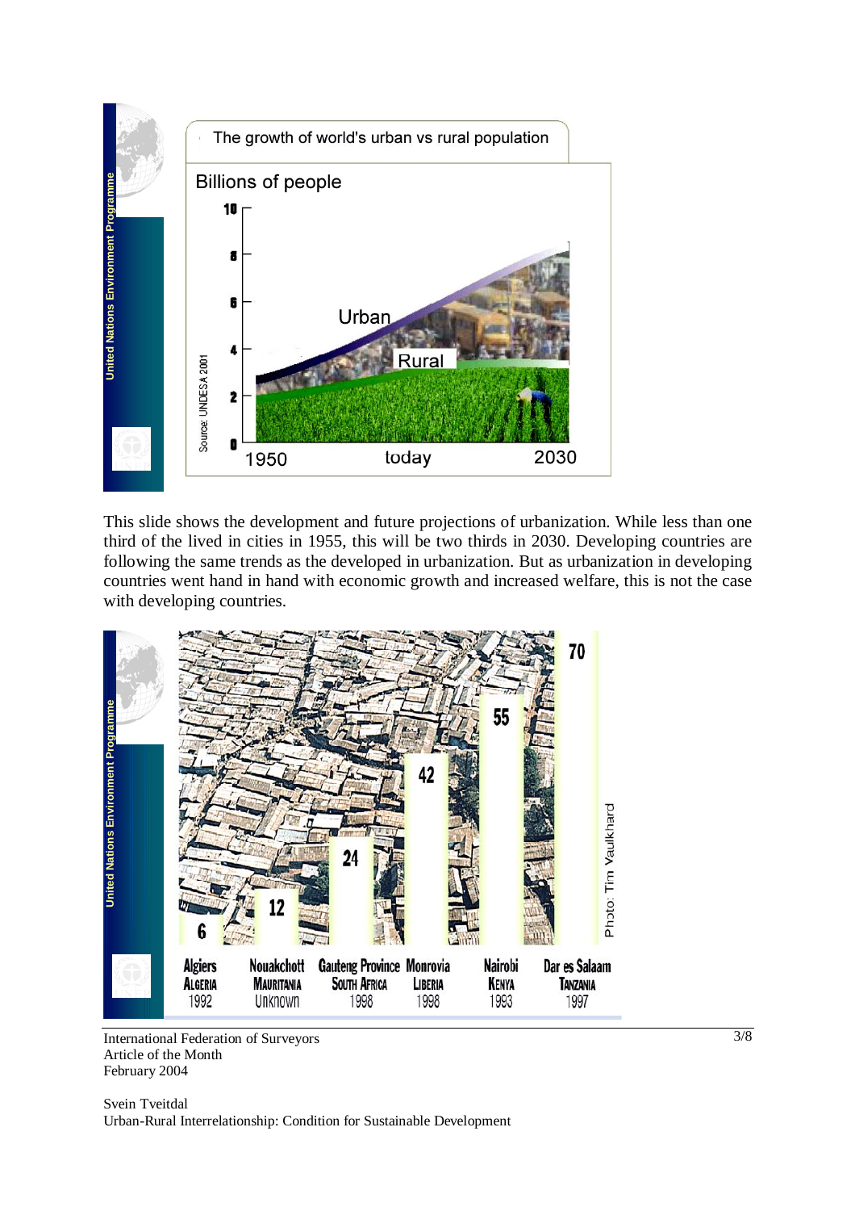The growth of world's urban vs rural population

Billions of people

Source: UNDESA 2001

This slide shows the development and future projections of urbanization. While less than one third of the lived in cities in 1955, this will be two thirds in 2030. Developing countries are following the same trends as the developed in urbanization. But as urbanization in developing countries went hand in hand with economic growth and increased welfare, this is not the case with developing countries.

| Algiers ALGERIA 1992 | Nouakchott MAURITANIA Unknown | Gauteng Province SOUTH AFRICA 1998 | Monrovia LIBERIA 1998 | Nairobi KENYA 1993 | Dar es Salaam TANZANIA 1997 |
|---|---|---|---|---|---|
| 6 | 12 | 24 | 42 | 55 | 70 |

Photo: Tim Vaulkhard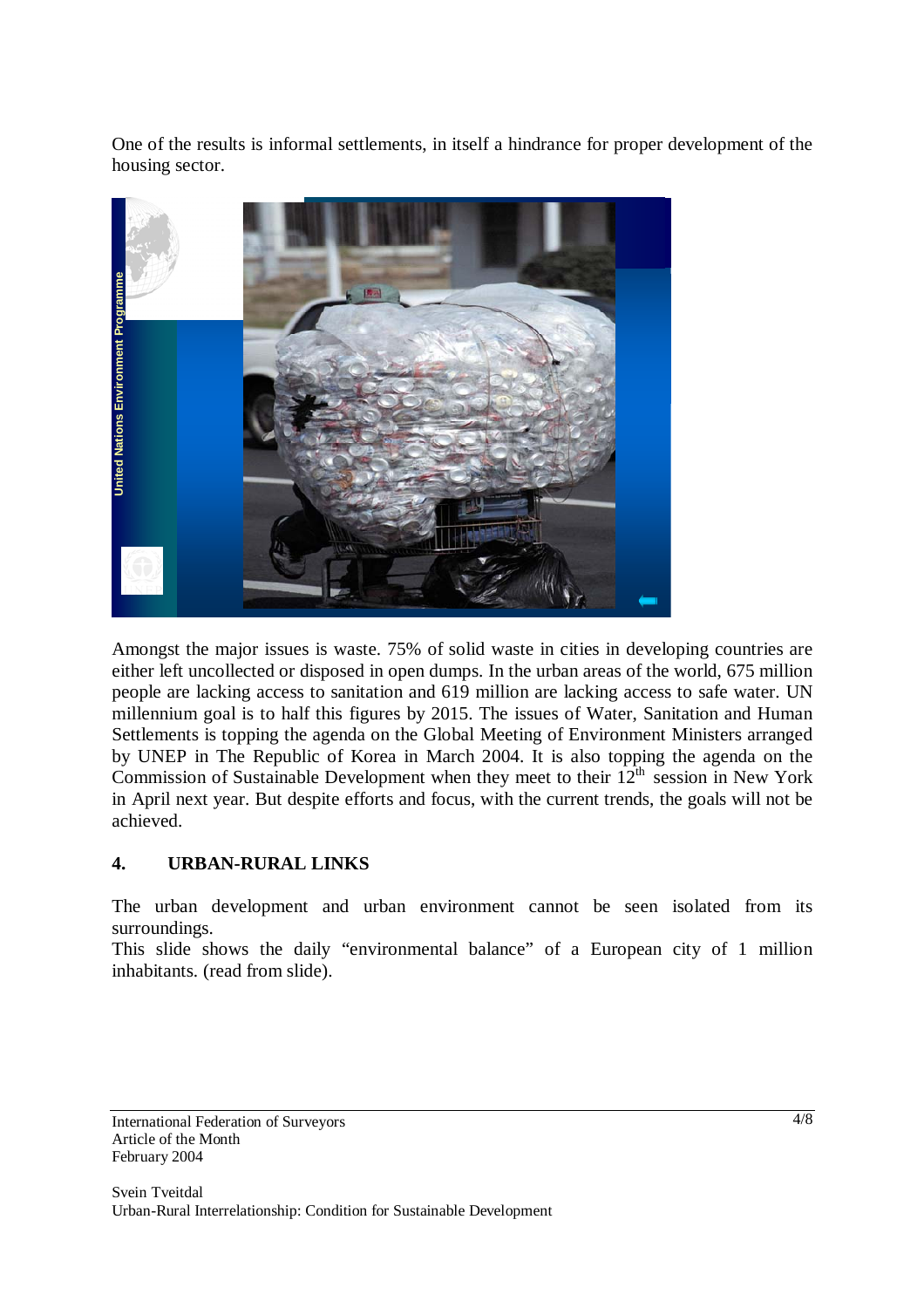One of the results is informal settlements, in itself a hindrance for proper development of the housing sector.

Amongst the major issues is waste. 75% of solid waste in cities in developing countries are either left uncollected or disposed in open dumps. In the urban areas of the world, 675 million people are lacking access to sanitation and 619 million are lacking access to safe water. UN millennium goal is to half this figures by 2015. The issues of Water, Sanitation and Human Settlements is topping the agenda on the Global Meeting of Environment Ministers arranged by UNEP in The Republic of Korea in March 2004. It is also topping the agenda on the Commission of Sustainable Development when they meet to their 12th session in New York in April next year. But despite efforts and focus, with the current trends, the goals will not be achieved.

## 4. URBAN-RURAL LINKS

The urban development and urban environment cannot be seen isolated from its surroundings.

This slide shows the daily "environmental balance" of a European city of 1 million inhabitants. (read from slide).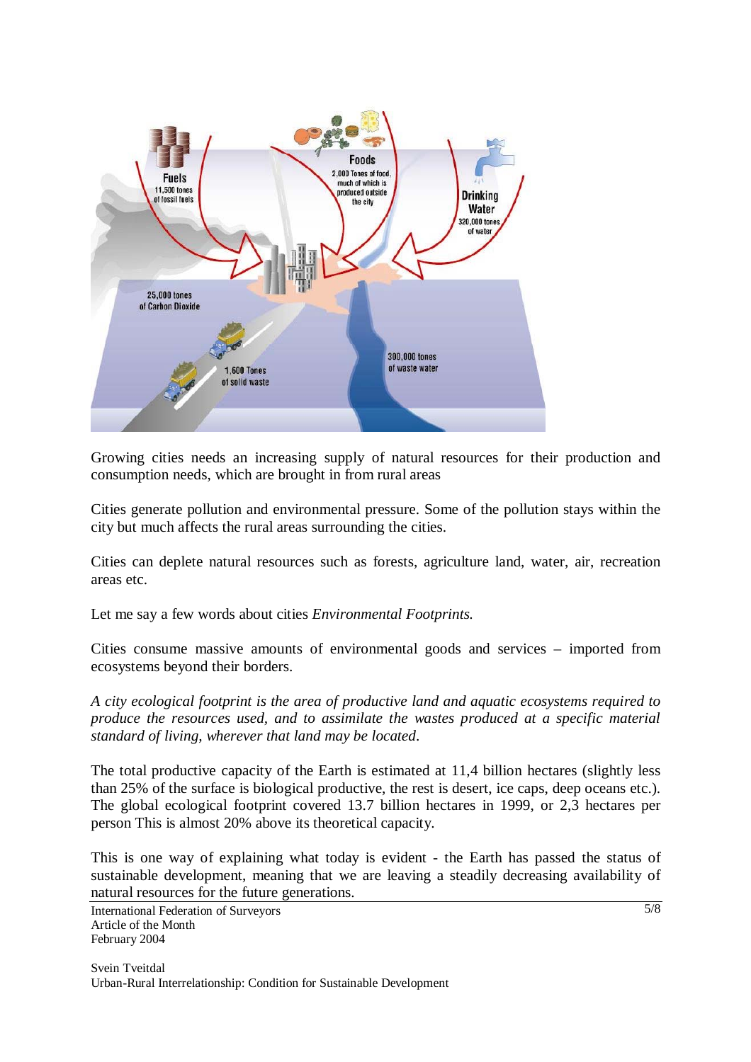Growing cities needs an increasing supply of natural resources for their production and consumption needs, which are brought in from rural areas

Cities generate pollution and environmental pressure. Some of the pollution stays within the city but much affects the rural areas surrounding the cities.

Cities can deplete natural resources such as forests, agriculture land, water, air, recreation areas etc.

Let me say a few words about cities *Environmental Footprints.*

Cities consume massive amounts of environmental goods and services – imported from ecosystems beyond their borders.

*A city ecological footprint is the area of productive land and aquatic ecosystems required to produce the resources used, and to assimilate the wastes produced at a specific material standard of living, wherever that land may be located*.

The total productive capacity of the Earth is estimated at 11,4 billion hectares (slightly less than 25% of the surface is biological productive, the rest is desert, ice caps, deep oceans etc.). The global ecological footprint covered 13.7 billion hectares in 1999, or 2,3 hectares per person This is almost 20% above its theoretical capacity.

This is one way of explaining what today is evident - the Earth has passed the status of sustainable development, meaning that we are leaving a steadily decreasing availability of natural resources for the future generations.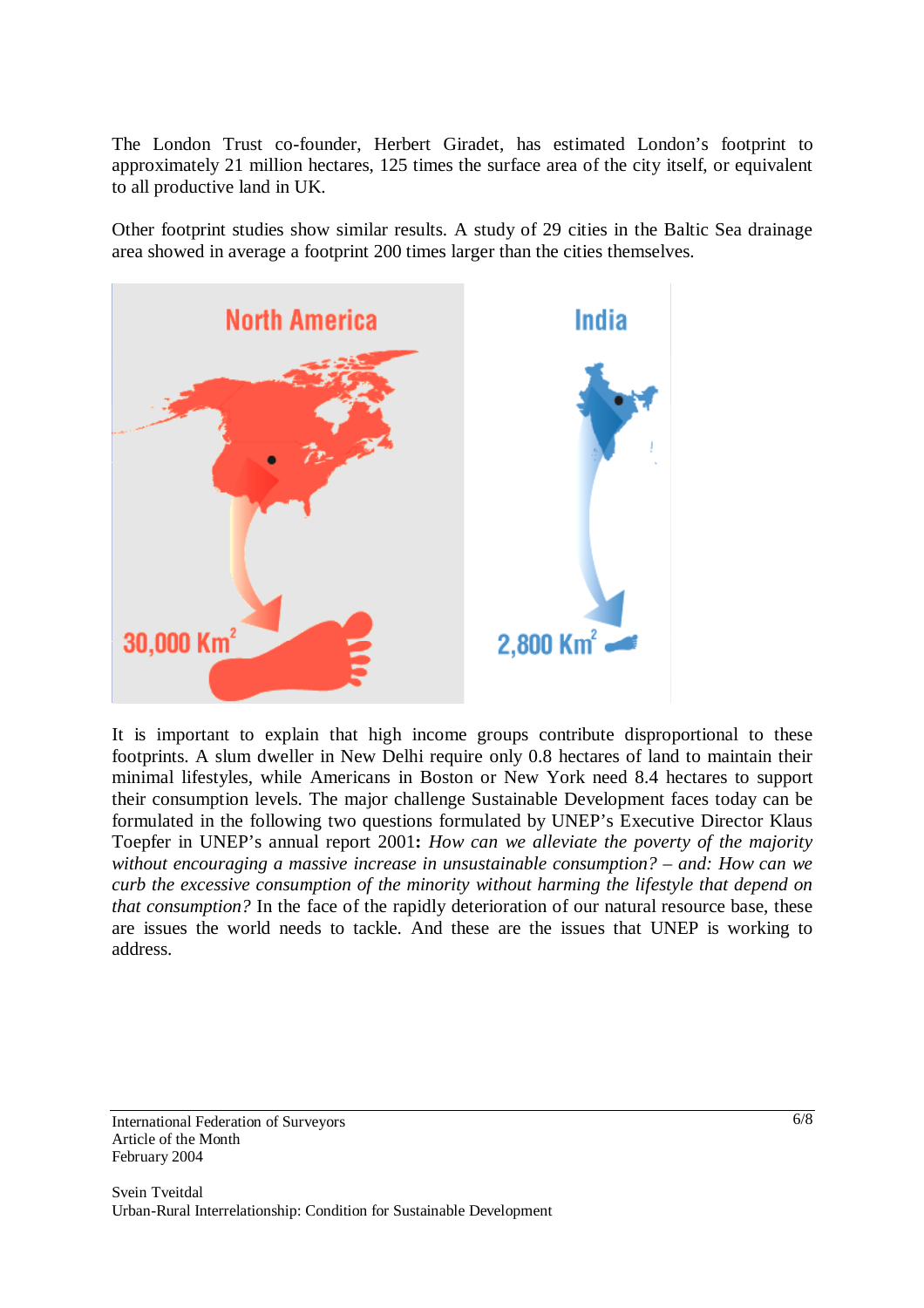The London Trust co-founder, Herbert Giradet, has estimated London's footprint to approximately 21 million hectares, 125 times the surface area of the city itself, or equivalent to all productive land in UK.

Other footprint studies show similar results. A study of 29 cities in the Baltic Sea drainage area showed in average a footprint 200 times larger than the cities themselves.

It is important to explain that high income groups contribute disproportional to these footprints. A slum dweller in New Delhi require only 0.8 hectares of land to maintain their minimal lifestyles, while Americans in Boston or New York need 8.4 hectares to support their consumption levels. The major challenge Sustainable Development faces today can be formulated in the following two questions formulated by UNEP's Executive Director Klaus Toepfer in UNEP's annual report 2001**:** *How can we alleviate the poverty of the majority without encouraging a massive increase in unsustainable consumption? – and: How can we curb the excessive consumption of the minority without harming the lifestyle that depend on that consumption?* In the face of the rapidly deterioration of our natural resource base, these are issues the world needs to tackle. And these are the issues that UNEP is working to address.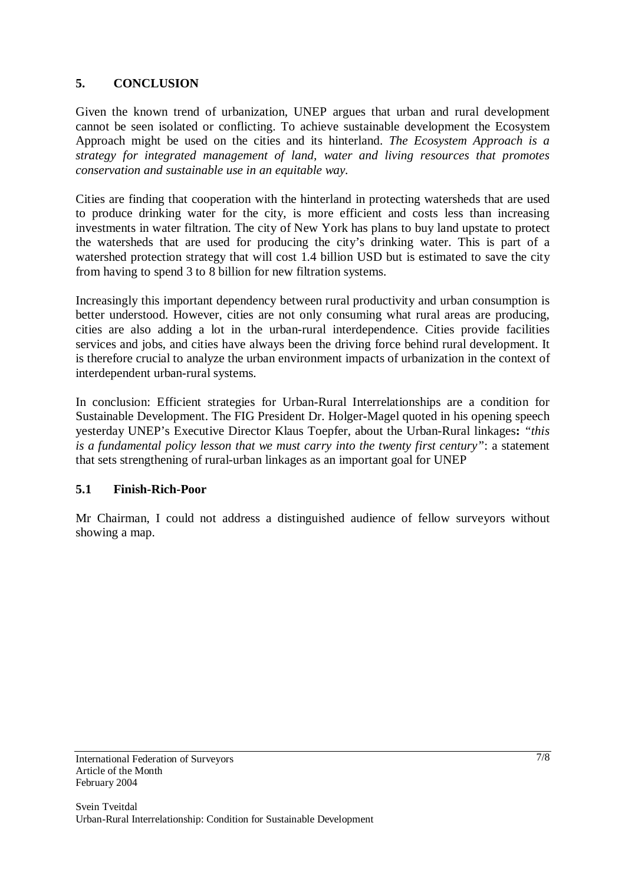## 5. CONCLUSION

Given the known trend of urbanization, UNEP argues that urban and rural development cannot be seen isolated or conflicting. To achieve sustainable development the Ecosystem Approach might be used on the cities and its hinterland. *The Ecosystem Approach is a strategy for integrated management of land, water and living resources that promotes conservation and sustainable use in an equitable way.*

Cities are finding that cooperation with the hinterland in protecting watersheds that are used to produce drinking water for the city, is more efficient and costs less than increasing investments in water filtration. The city of New York has plans to buy land upstate to protect the watersheds that are used for producing the city's drinking water. This is part of a watershed protection strategy that will cost 1.4 billion USD but is estimated to save the city from having to spend 3 to 8 billion for new filtration systems.

Increasingly this important dependency between rural productivity and urban consumption is better understood. However, cities are not only consuming what rural areas are producing, cities are also adding a lot in the urban-rural interdependence. Cities provide facilities services and jobs, and cities have always been the driving force behind rural development. It is therefore crucial to analyze the urban environment impacts of urbanization in the context of interdependent urban-rural systems.

In conclusion: Efficient strategies for Urban-Rural Interrelationships are a condition for Sustainable Development. The FIG President Dr. Holger-Magel quoted in his opening speech yesterday UNEP's Executive Director Klaus Toepfer, about the Urban-Rural linkages**:** *"this is a fundamental policy lesson that we must carry into the twenty first century"*: a statement that sets strengthening of rural-urban linkages as an important goal for UNEP

### 5.1 Finish-Rich-Poor

Mr Chairman, I could not address a distinguished audience of fellow surveyors without showing a map.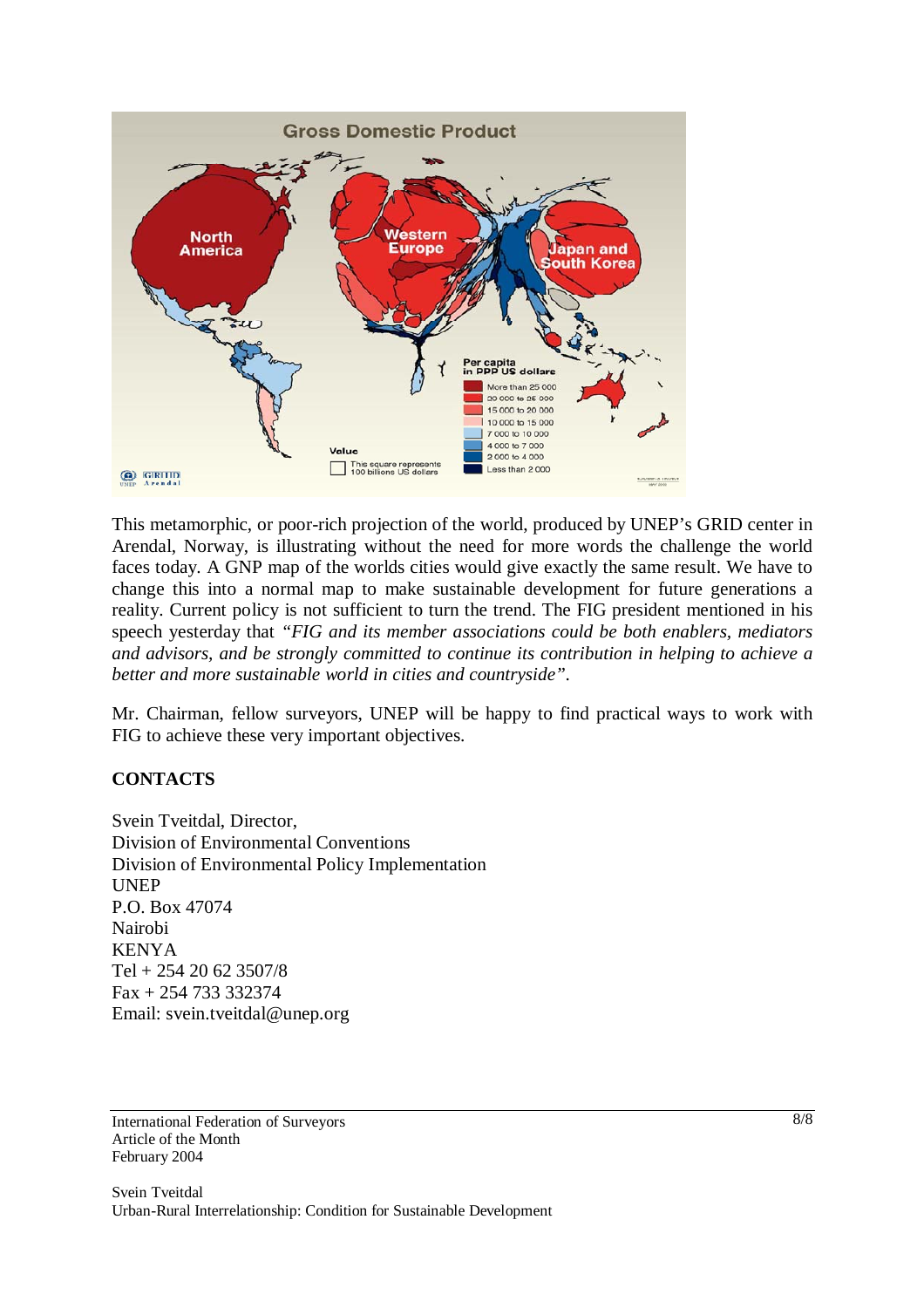Gross Domestic Product

North America

Western Europe

Japan and South Korea

Per capita in PPP US dollars

More than 25 000
20 000 to 25 000
15 000 to 20 000
10 000 to 15 000
7 000 to 10 000
4 000 to 7 000
2 000 to 4 000
Less than 2 000

Value
This square represents 100 billions US dollars

UNEP GRID Arendal

This metamorphic, or poor-rich projection of the world, produced by UNEP's GRID center in Arendal, Norway, is illustrating without the need for more words the challenge the world faces today. A GNP map of the worlds cities would give exactly the same result. We have to change this into a normal map to make sustainable development for future generations a reality. Current policy is not sufficient to turn the trend. The FIG president mentioned in his speech yesterday that *"FIG and its member associations could be both enablers, mediators and advisors, and be strongly committed to continue its contribution in helping to achieve a better and more sustainable world in cities and countryside"*.

Mr. Chairman, fellow surveyors, UNEP will be happy to find practical ways to work with FIG to achieve these very important objectives.

## CONTACTS

Svein Tveitdal, Director,
Division of Environmental Conventions
Division of Environmental Policy Implementation
UNEP
P.O. Box 47074
Nairobi
KENYA
Tel + 254 20 62 3507/8
Fax + 254 733 332374
Email: svein.tveitdal@unep.org